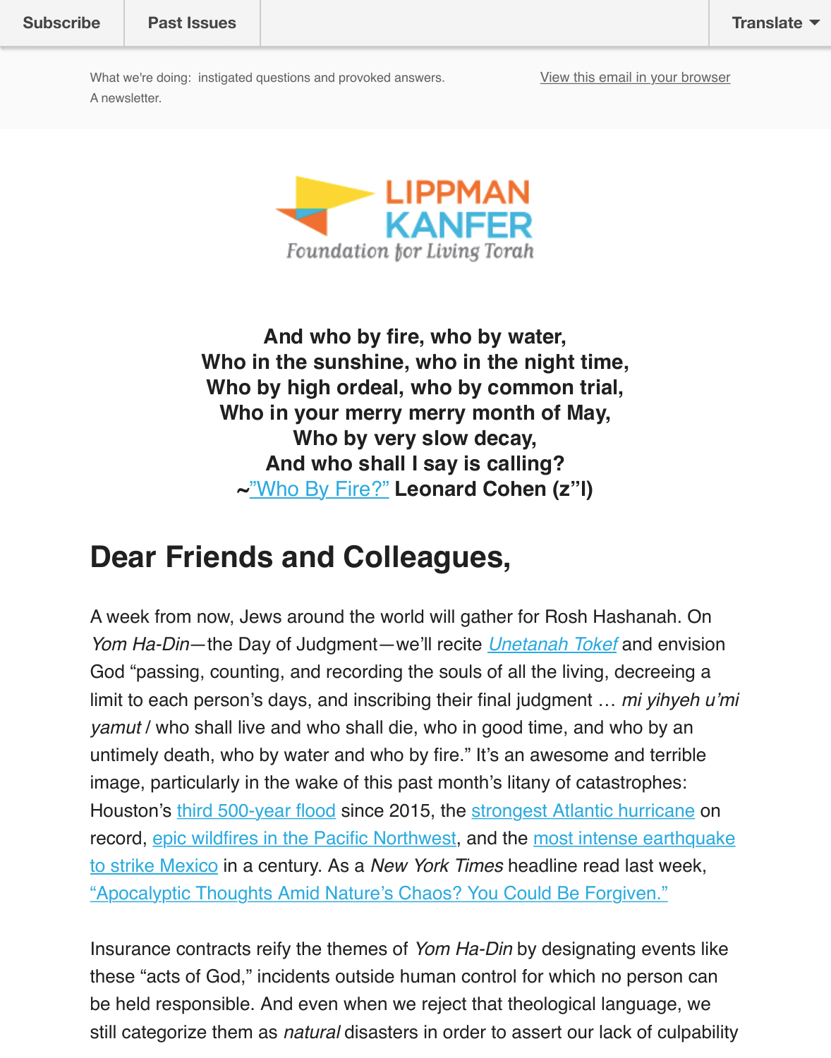Subscribe | Past Issues | Translate

What we're doing: instigated questions and provoked answers.
A newsletter.

View this email in your browser

LIPPMAN KANFER
Foundation for Living Torah

**And who by fire, who by water,**
**Who in the sunshine, who in the night time,**
**Who by high ordeal, who by common trial,**
**Who in your merry merry month of May,**
**Who by very slow decay,**
**And who shall I say is calling?**
**~"Who By Fire?" Leonard Cohen (z"l)**

# Dear Friends and Colleagues,

A week from now, Jews around the world will gather for Rosh Hashanah. On *Yom Ha-Din*—the Day of Judgment—we'll recite *Unetanah Tokef* and envision God "passing, counting, and recording the souls of all the living, decreeing a limit to each person's days, and inscribing their final judgment … *mi yihyeh u'mi yamut* / who shall live and who shall die, who in good time, and who by an untimely death, who by water and who by fire." It's an awesome and terrible image, particularly in the wake of this past month's litany of catastrophes: Houston's third 500-year flood since 2015, the strongest Atlantic hurricane on record, epic wildfires in the Pacific Northwest, and the most intense earthquake to strike Mexico in a century. As a *New York Times* headline read last week, "Apocalyptic Thoughts Amid Nature's Chaos? You Could Be Forgiven."

Insurance contracts reify the themes of *Yom Ha-Din* by designating events like these "acts of God," incidents outside human control for which no person can be held responsible. And even when we reject that theological language, we still categorize them as *natural* disasters in order to assert our lack of culpability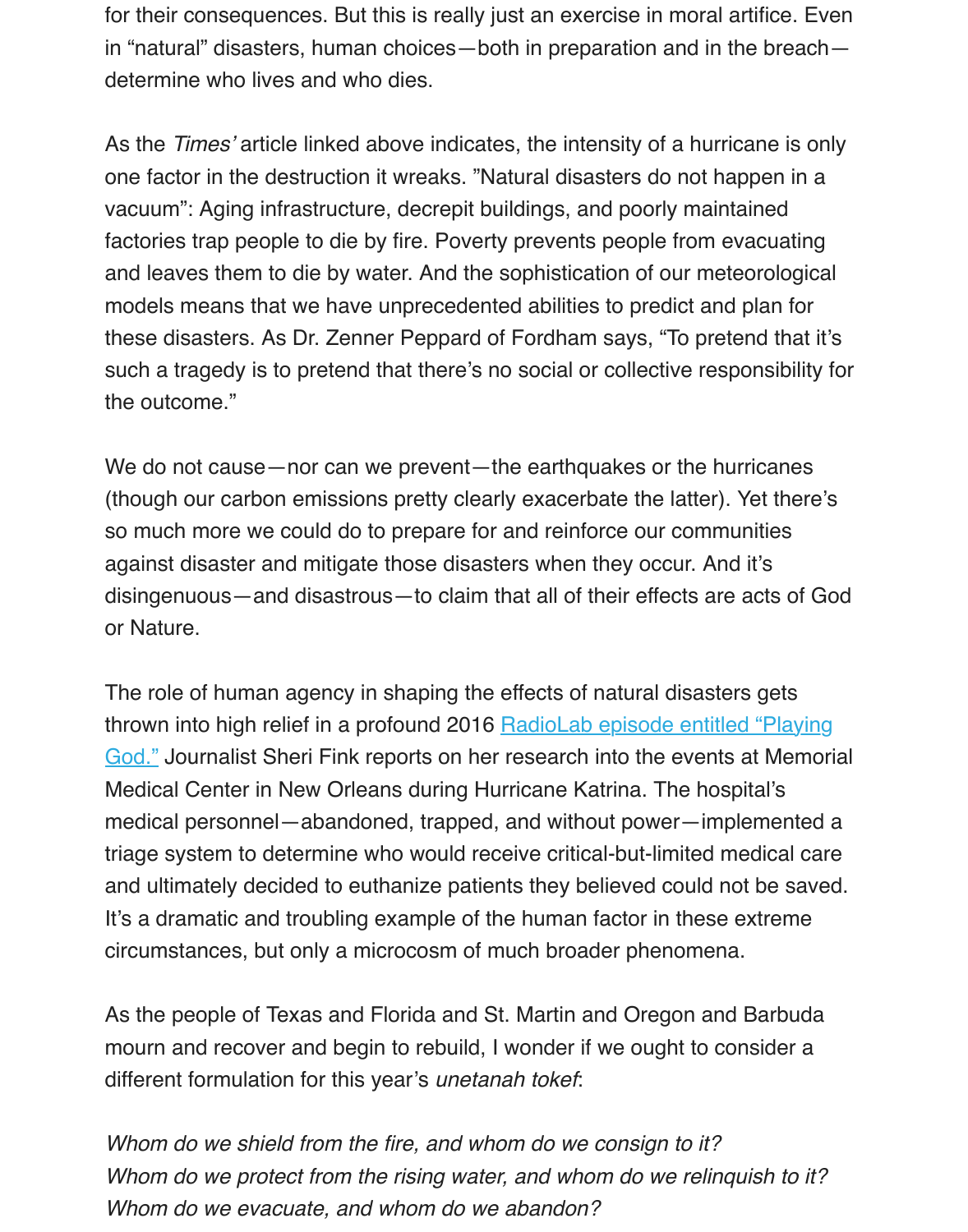for their consequences. But this is really just an exercise in moral artifice. Even in "natural" disasters, human choices—both in preparation and in the breach—determine who lives and who dies.

As the *Times'* article linked above indicates, the intensity of a hurricane is only one factor in the destruction it wreaks. "Natural disasters do not happen in a vacuum": Aging infrastructure, decrepit buildings, and poorly maintained factories trap people to die by fire. Poverty prevents people from evacuating and leaves them to die by water. And the sophistication of our meteorological models means that we have unprecedented abilities to predict and plan for these disasters. As Dr. Zenner Peppard of Fordham says, "To pretend that it's such a tragedy is to pretend that there's no social or collective responsibility for the outcome."

We do not cause—nor can we prevent—the earthquakes or the hurricanes (though our carbon emissions pretty clearly exacerbate the latter). Yet there's so much more we could do to prepare for and reinforce our communities against disaster and mitigate those disasters when they occur. And it's disingenuous—and disastrous—to claim that all of their effects are acts of God or Nature.

The role of human agency in shaping the effects of natural disasters gets thrown into high relief in a profound 2016 [RadioLab episode entitled "Playing God."]() Journalist Sheri Fink reports on her research into the events at Memorial Medical Center in New Orleans during Hurricane Katrina. The hospital's medical personnel—abandoned, trapped, and without power—implemented a triage system to determine who would receive critical-but-limited medical care and ultimately decided to euthanize patients they believed could not be saved. It's a dramatic and troubling example of the human factor in these extreme circumstances, but only a microcosm of much broader phenomena.

As the people of Texas and Florida and St. Martin and Oregon and Barbuda mourn and recover and begin to rebuild, I wonder if we ought to consider a different formulation for this year's *unetanah tokef*:

*Whom do we shield from the fire, and whom do we consign to it?*
*Whom do we protect from the rising water, and whom do we relinquish to it?*
*Whom do we evacuate, and whom do we abandon?*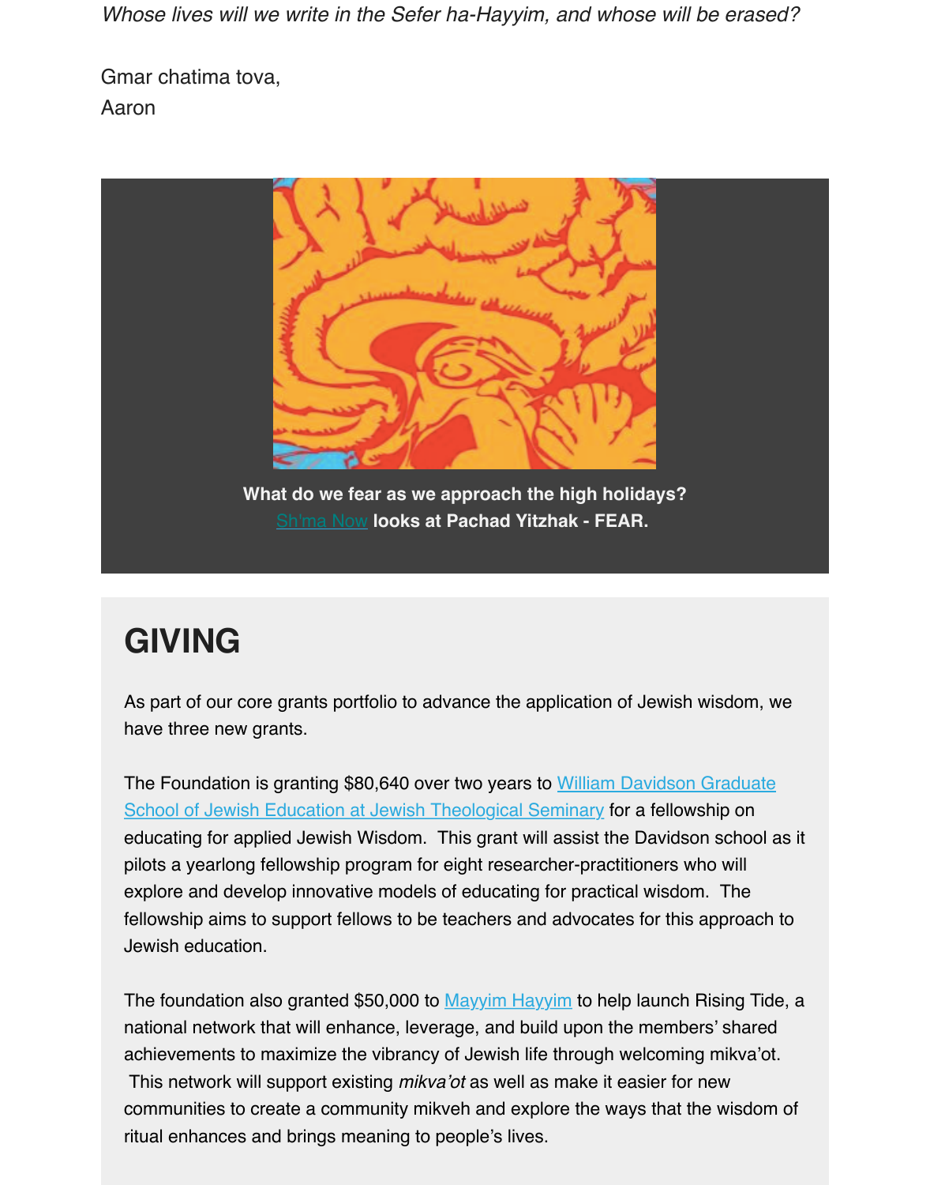*Whose lives will we write in the Sefer ha-Hayyim, and whose will be erased?*

Gmar chatima tova,
Aaron

**What do we fear as we approach the high holidays?**
Sh'ma Now **looks at Pachad Yitzhak - FEAR.**

# GIVING

As part of our core grants portfolio to advance the application of Jewish wisdom, we have three new grants.

The Foundation is granting $80,640 over two years to William Davidson Graduate School of Jewish Education at Jewish Theological Seminary for a fellowship on educating for applied Jewish Wisdom. This grant will assist the Davidson school as it pilots a yearlong fellowship program for eight researcher-practitioners who will explore and develop innovative models of educating for practical wisdom. The fellowship aims to support fellows to be teachers and advocates for this approach to Jewish education.

The foundation also granted $50,000 to Mayyim Hayyim to help launch Rising Tide, a national network that will enhance, leverage, and build upon the members' shared achievements to maximize the vibrancy of Jewish life through welcoming mikva'ot. This network will support existing *mikva'ot* as well as make it easier for new communities to create a community mikveh and explore the ways that the wisdom of ritual enhances and brings meaning to people's lives.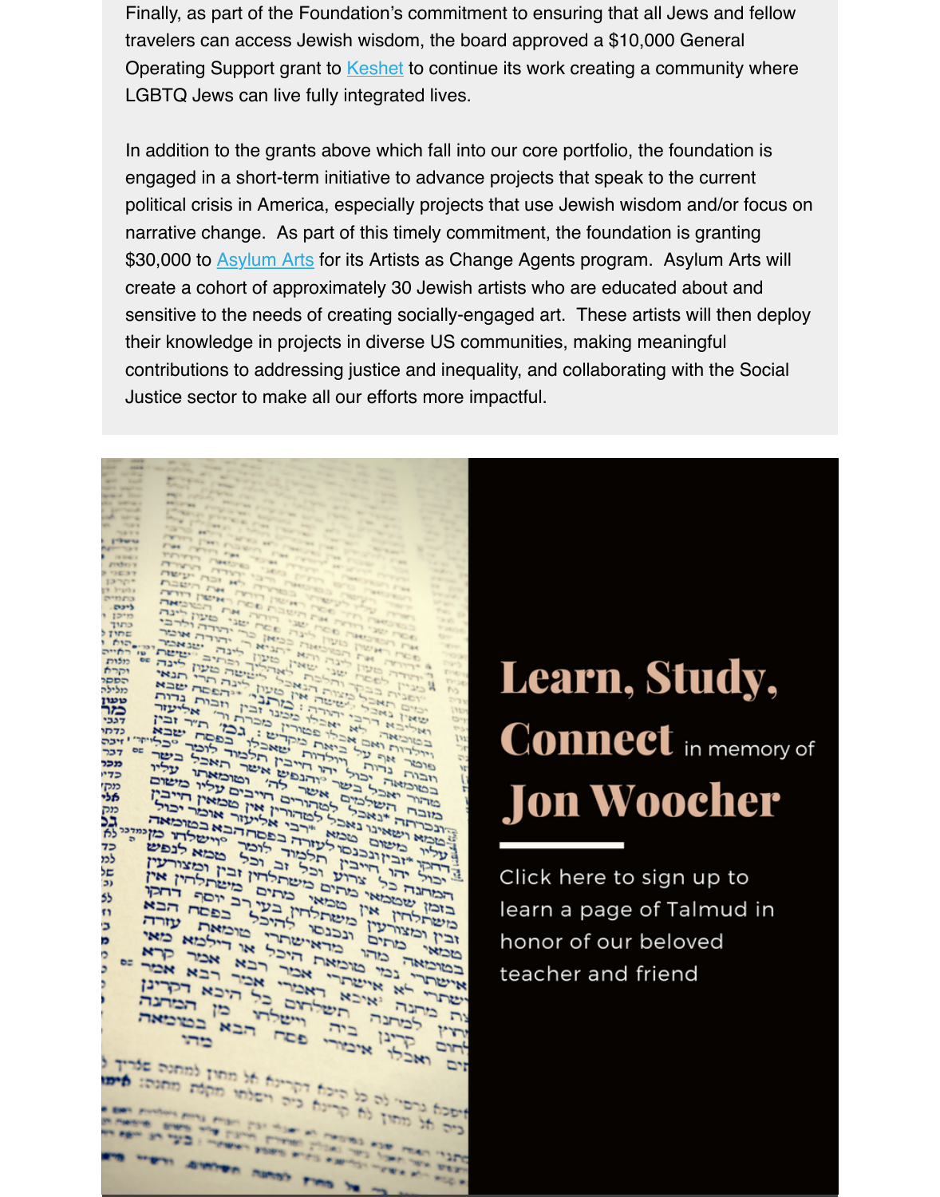Finally, as part of the Foundation's commitment to ensuring that all Jews and fellow travelers can access Jewish wisdom, the board approved a $10,000 General Operating Support grant to Keshet to continue its work creating a community where LGBTQ Jews can live fully integrated lives.

In addition to the grants above which fall into our core portfolio, the foundation is engaged in a short-term initiative to advance projects that speak to the current political crisis in America, especially projects that use Jewish wisdom and/or focus on narrative change. As part of this timely commitment, the foundation is granting $30,000 to Asylum Arts for its Artists as Change Agents program. Asylum Arts will create a cohort of approximately 30 Jewish artists who are educated about and sensitive to the needs of creating socially-engaged art. These artists will then deploy their knowledge in projects in diverse US communities, making meaningful contributions to addressing justice and inequality, and collaborating with the Social Justice sector to make all our efforts more impactful.

# Learn, Study, Connect in memory of Jon Woocher

Click here to sign up to learn a page of Talmud in honor of our beloved teacher and friend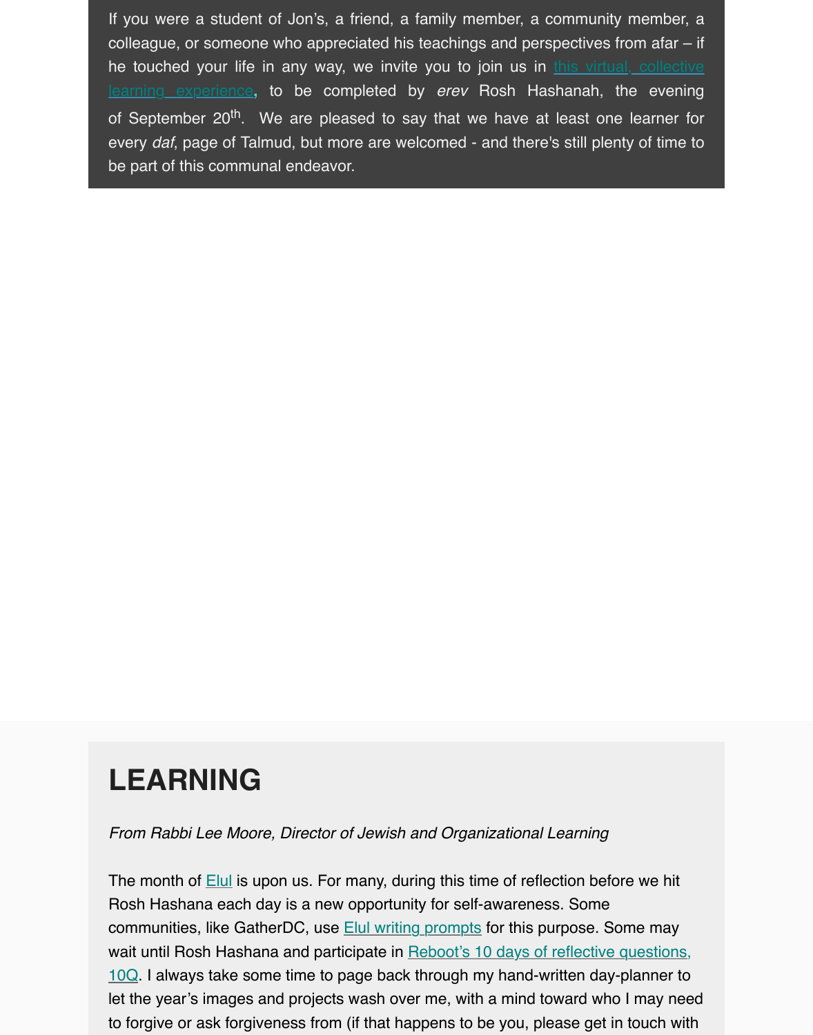If you were a student of Jon's, a friend, a family member, a community member, a colleague, or someone who appreciated his teachings and perspectives from afar – if he touched your life in any way, we invite you to join us in this virtual, collective learning experience, to be completed by *erev* Rosh Hashanah, the evening of September 20th. We are pleased to say that we have at least one learner for every *daf*, page of Talmud, but more are welcomed - and there's still plenty of time to be part of this communal endeavor.

# LEARNING

*From Rabbi Lee Moore, Director of Jewish and Organizational Learning*

The month of Elul is upon us. For many, during this time of reflection before we hit Rosh Hashana each day is a new opportunity for self-awareness. Some communities, like GatherDC, use Elul writing prompts for this purpose. Some may wait until Rosh Hashana and participate in Reboot's 10 days of reflective questions, 10Q. I always take some time to page back through my hand-written day-planner to let the year's images and projects wash over me, with a mind toward who I may need to forgive or ask forgiveness from (if that happens to be you, please get in touch with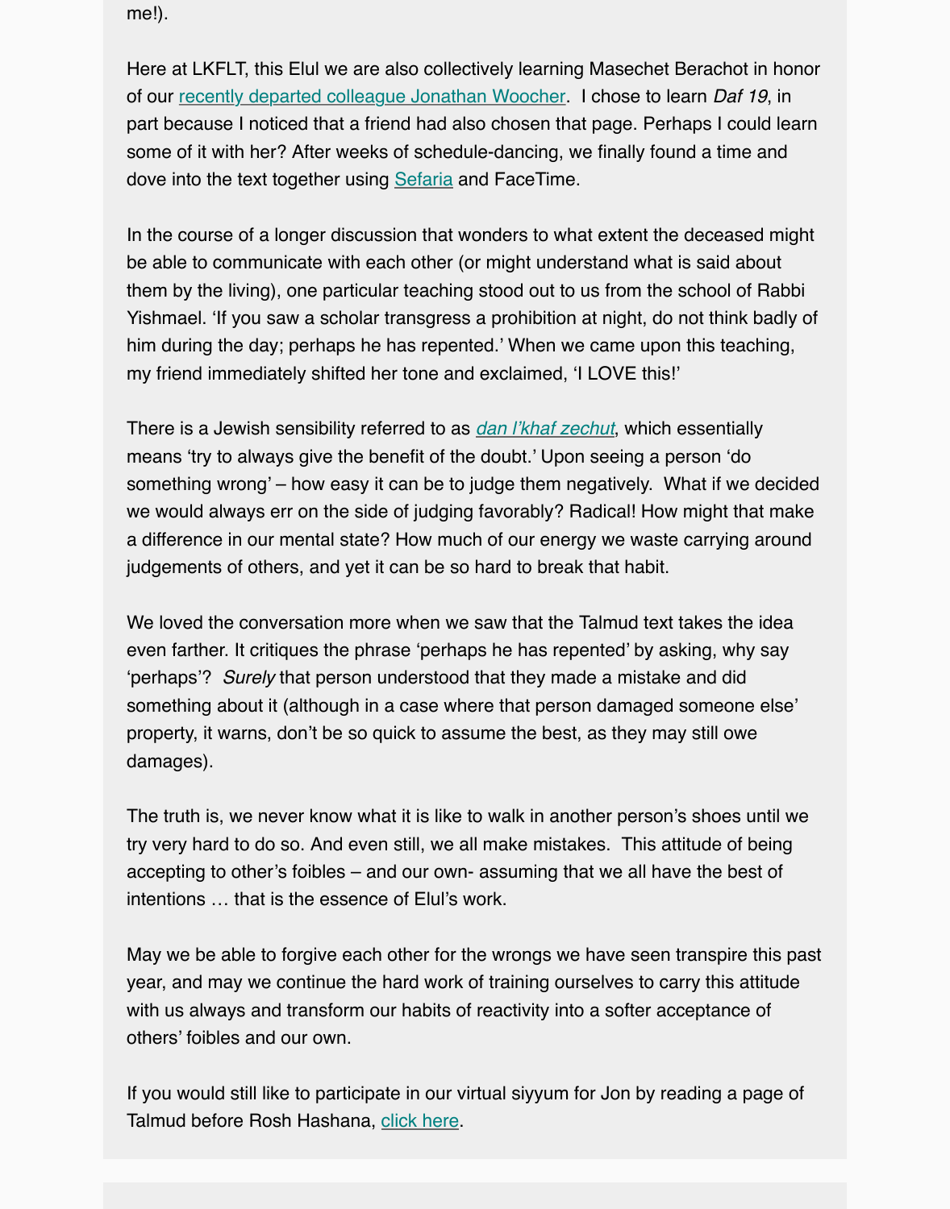me!).

Here at LKFLT, this Elul we are also collectively learning Masechet Berachot in honor of our recently departed colleague Jonathan Woocher. I chose to learn *Daf 19*, in part because I noticed that a friend had also chosen that page. Perhaps I could learn some of it with her? After weeks of schedule-dancing, we finally found a time and dove into the text together using Sefaria and FaceTime.

In the course of a longer discussion that wonders to what extent the deceased might be able to communicate with each other (or might understand what is said about them by the living), one particular teaching stood out to us from the school of Rabbi Yishmael. 'If you saw a scholar transgress a prohibition at night, do not think badly of him during the day; perhaps he has repented.' When we came upon this teaching, my friend immediately shifted her tone and exclaimed, 'I LOVE this!'

There is a Jewish sensibility referred to as *dan l'khaf zechut*, which essentially means 'try to always give the benefit of the doubt.' Upon seeing a person 'do something wrong' – how easy it can be to judge them negatively. What if we decided we would always err on the side of judging favorably? Radical! How might that make a difference in our mental state? How much of our energy we waste carrying around judgements of others, and yet it can be so hard to break that habit.

We loved the conversation more when we saw that the Talmud text takes the idea even farther. It critiques the phrase 'perhaps he has repented' by asking, why say 'perhaps'? *Surely* that person understood that they made a mistake and did something about it (although in a case where that person damaged someone else' property, it warns, don't be so quick to assume the best, as they may still owe damages).

The truth is, we never know what it is like to walk in another person's shoes until we try very hard to do so. And even still, we all make mistakes. This attitude of being accepting to other's foibles – and our own- assuming that we all have the best of intentions … that is the essence of Elul's work.

May we be able to forgive each other for the wrongs we have seen transpire this past year, and may we continue the hard work of training ourselves to carry this attitude with us always and transform our habits of reactivity into a softer acceptance of others' foibles and our own.

If you would still like to participate in our virtual siyyum for Jon by reading a page of Talmud before Rosh Hashana, click here.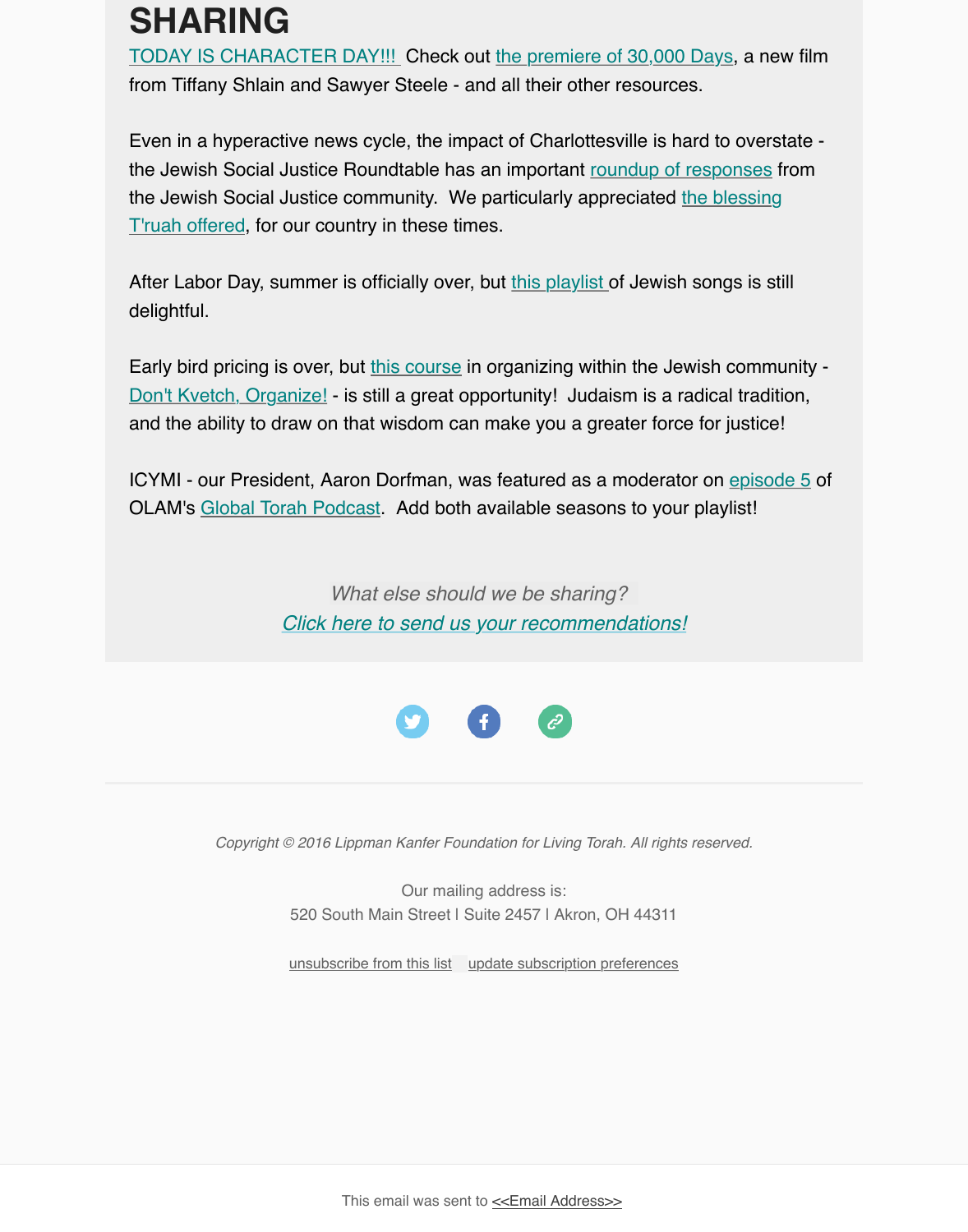# SHARING

TODAY IS CHARACTER DAY!!! Check out the premiere of 30,000 Days, a new film from Tiffany Shlain and Sawyer Steele - and all their other resources.

Even in a hyperactive news cycle, the impact of Charlottesville is hard to overstate - the Jewish Social Justice Roundtable has an important roundup of responses from the Jewish Social Justice community. We particularly appreciated the blessing T'ruah offered, for our country in these times.

After Labor Day, summer is officially over, but this playlist of Jewish songs is still delightful.

Early bird pricing is over, but this course in organizing within the Jewish community - Don't Kvetch, Organize! - is still a great opportunity! Judaism is a radical tradition, and the ability to draw on that wisdom can make you a greater force for justice!

ICYMI - our President, Aaron Dorfman, was featured as a moderator on episode 5 of OLAM's Global Torah Podcast. Add both available seasons to your playlist!

*What else should we be sharing?*
*Click here to send us your recommendations!*

*Copyright © 2016 Lippman Kanfer Foundation for Living Torah. All rights reserved.*

Our mailing address is:
520 South Main Street | Suite 2457 | Akron, OH 44311

unsubscribe from this list update subscription preferences

This email was sent to <<Email Address>>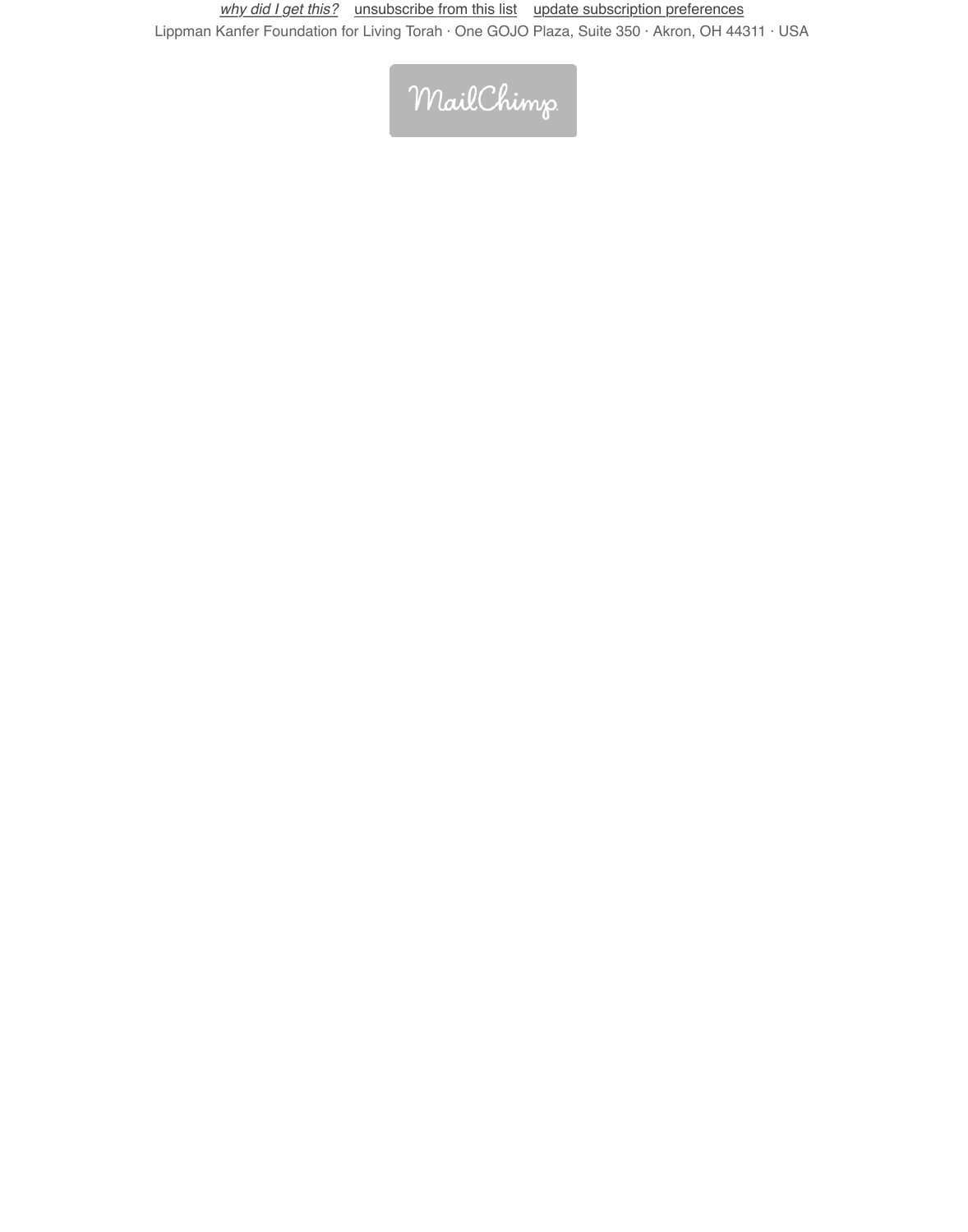*why did I get this?*    unsubscribe from this list    update subscription preferences

Lippman Kanfer Foundation for Living Torah · One GOJO Plaza, Suite 350 · Akron, OH 44311 · USA

MailChimp